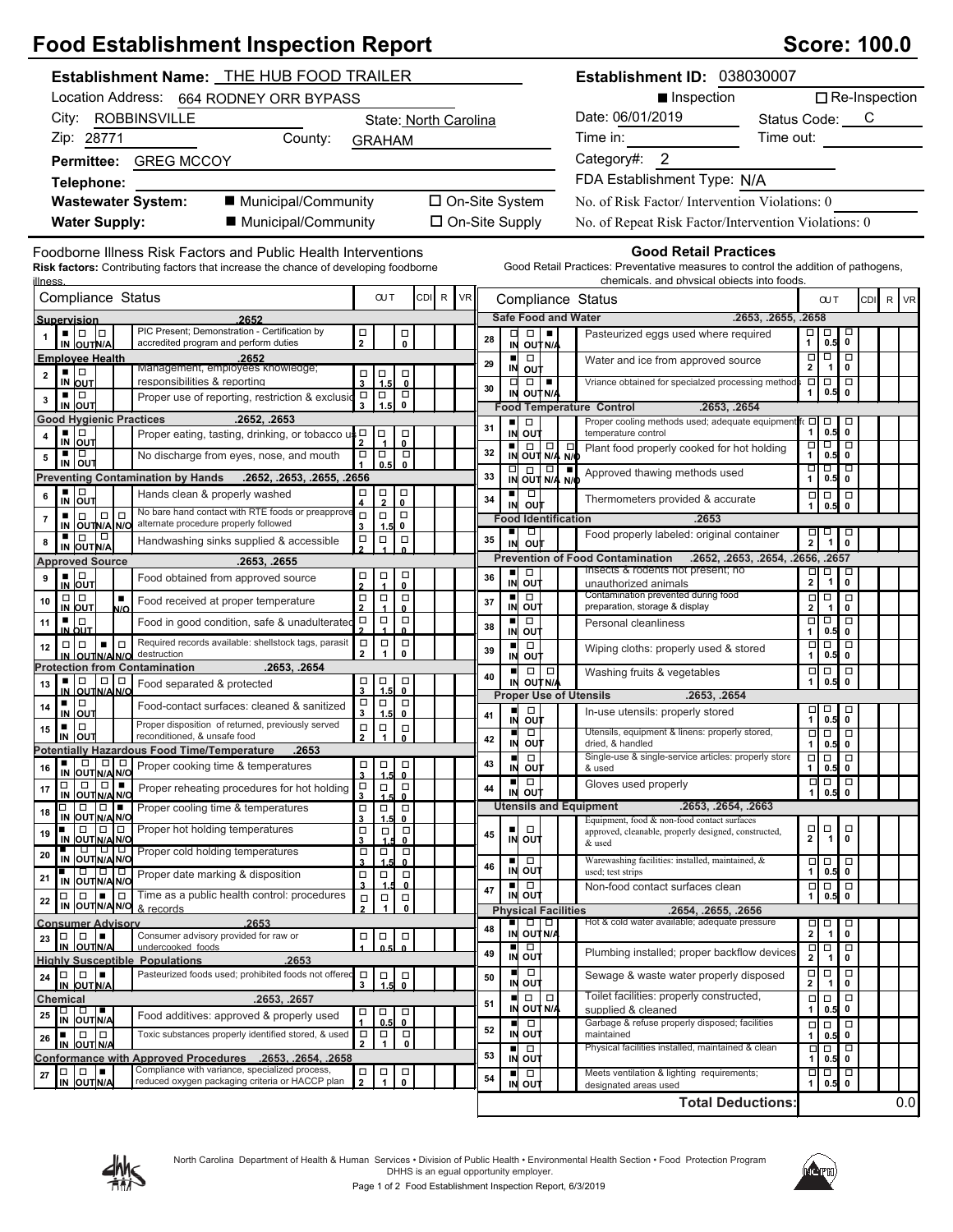# Food Establishment Inspection Report

**Score: 100.0**

**Establishment Name:** THE HUB FOOD TRAILER

Location Address: 664 RODNEY ORR BYPASS

City: ROBBINSVILLE State: North Carolina

Zip: 28771 County: GRAHAM

**Permittee:** GREG MCCOY

**Telephone:**

**Wastewater System:** ■ Municipal/Community ☐ On-Site System

**Water Supply:** ■ Municipal/Community ☐ On-Site Supply

**Establishment ID:** 038030007

■ Inspection ☐ Re-Inspection

Date: 06/01/2019 Status Code: C

Time in: Time out:

Category#: 2

FDA Establishment Type: N/A

No. of Risk Factor/ Intervention Violations: 0

No. of Repeat Risk Factor/Intervention Violations: 0

## Foodborne Illness Risk Factors and Public Health Interventions

**Risk factors:** Contributing factors that increase the chance of developing foodborne illness.

| # | Compliance Status | | OUT | CDI | R | VR |
|---|---|---|---|---|---|---|
| **Supervision .2652** | | | | | | |
| 1 | ■ IN ☐ OUT ☐ N/A | PIC Present; Demonstration - Certification by accredited program and perform duties | 2 0 | | | |
| **Employee Health .2652** | | | | | | |
| 2 | ■ IN ☐ OUT | Management, employees knowledge; responsibilities & reporting | 3 1.5 0 | | | |
| 3 | ■ IN ☐ OUT | Proper use of reporting, restriction & exclusion | 3 1.5 0 | | | |
| **Good Hygienic Practices .2652, .2653** | | | | | | |
| 4 | ■ IN ☐ OUT | Proper eating, tasting, drinking, or tobacco use | 2 1 0 | | | |
| 5 | ■ IN ☐ OUT | No discharge from eyes, nose, and mouth | 1 0.5 0 | | | |
| **Preventing Contamination by Hands .2652, .2653, .2655, .2656** | | | | | | |
| 6 | ■ IN ☐ OUT | Hands clean & properly washed | 4 2 0 | | | |
| 7 | ■ IN ☐ OUT ☐ N/A ☐ N/O | No bare hand contact with RTE foods or preapproved alternate procedure properly followed | 3 1.5 0 | | | |
| 8 | ■ IN ☐ OUT ☐ N/A | Handwashing sinks supplied & accessible | 2 1 0 | | | |
| **Approved Source .2653, .2655** | | | | | | |
| 9 | ■ IN ☐ OUT | Food obtained from approved source | 2 1 0 | | | |
| 10 | ☐ IN ☐ OUT ■ N/O | Food received at proper temperature | 2 1 0 | | | |
| 11 | ■ IN ☐ OUT | Food in good condition, safe & unadulterated | 2 1 0 | | | |
| 12 | ☐ IN ☐ OUT ■ N/A ☐ N/O | Required records available: shellstock tags, parasite destruction | 2 1 0 | | | |
| **Protection from Contamination .2653, .2654** | | | | | | |
| 13 | ■ IN ☐ OUT ☐ N/A ☐ N/O | Food separated & protected | 3 1.5 0 | | | |
| 14 | ■ IN ☐ OUT | Food-contact surfaces: cleaned & sanitized | 3 1.5 0 | | | |
| 15 | ■ IN ☐ OUT | Proper disposition of returned, previously served reconditioned, & unsafe food | 2 1 0 | | | |
| **Potentially Hazardous Food Time/Temperature .2653** | | | | | | |
| 16 | ■ IN ☐ OUT ☐ N/A ☐ N/O | Proper cooking time & temperatures | 3 1.5 0 | | | |
| 17 | ☐ IN ☐ OUT ☐ N/A ■ N/O | Proper reheating procedures for hot holding | 3 1.5 0 | | | |
| 18 | ☐ IN ☐ OUT ☐ N/A ■ N/O | Proper cooling time & temperatures | 3 1.5 0 | | | |
| 19 | ■ IN ☐ OUT ☐ N/A ☐ N/O | Proper hot holding temperatures | 3 1.5 0 | | | |
| 20 | ■ IN ☐ OUT ☐ N/A ☐ N/O | Proper cold holding temperatures | 3 1.5 0 | | | |
| 21 | ■ IN ☐ OUT ☐ N/A ☐ N/O | Proper date marking & disposition | 3 1.5 0 | | | |
| 22 | ☐ IN ☐ OUT ■ N/A ☐ N/O | Time as a public health control: procedures & records | 2 1 0 | | | |
| **Consumer Advisory .2653** | | | | | | |
| 23 | ☐ IN ☐ OUT ■ N/A | Consumer advisory provided for raw or undercooked foods | 1 0.5 0 | | | |
| **Highly Susceptible Populations .2653** | | | | | | |
| 24 | ☐ IN ☐ OUT ■ N/A | Pasteurized foods used; prohibited foods not offered | 3 1.5 0 | | | |
| **Chemical .2653, .2657** | | | | | | |
| 25 | ☐ IN ☐ OUT ■ N/A | Food additives: approved & properly used | 1 0.5 0 | | | |
| 26 | ■ IN ☐ OUT ☐ N/A | Toxic substances properly identified stored, & used | 2 1 0 | | | |
| **Conformance with Approved Procedures .2653, .2654, .2658** | | | | | | |
| 27 | ☐ IN ☐ OUT ■ N/A | Compliance with variance, specialized process, reduced oxygen packaging criteria or HACCP plan | 2 1 0 | | | |

## Good Retail Practices

Good Retail Practices: Preventative measures to control the addition of pathogens, chemicals, and physical objects into foods.

| # | Compliance Status | | OUT | CDI | R | VR |
|---|---|---|---|---|---|---|
| **Safe Food and Water .2653, .2655, .2658** | | | | | | |
| 28 | ☐ IN ☐ OUT ■ N/A | Pasteurized eggs used where required | 1 0.5 0 | | | |
| 29 | ■ IN ☐ OUT | Water and ice from approved source | 2 1 0 | | | |
| 30 | ☐ IN ☐ OUT ■ N/A | Vriance obtained for specialzed processing methods | 1 0.5 0 | | | |
| **Food Temperature Control .2653, .2654** | | | | | | |
| 31 | ■ IN ☐ OUT | Proper cooling methods used; adequate equipment for temperature control | 1 0.5 0 | | | |
| 32 | ■ IN ☐ OUT ☐ N/A ☐ N/O | Plant food properly cooked for hot holding | 1 0.5 0 | | | |
| 33 | ☐ IN ☐ OUT ☐ N/A ■ N/O | Approved thawing methods used | 1 0.5 0 | | | |
| 34 | ■ IN ☐ OUT | Thermometers provided & accurate | 1 0.5 0 | | | |
| **Food Identification .2653** | | | | | | |
| 35 | ■ IN ☐ OUT | Food properly labeled: original container | 2 1 0 | | | |
| **Prevention of Food Contamination .2652, .2653, .2654, .2656, .2657** | | | | | | |
| 36 | ■ IN ☐ OUT | Insects & rodents not present; no unauthorized animals | 2 1 0 | | | |
| 37 | ■ IN ☐ OUT | Contamination prevented during food preparation, storage & display | 2 1 0 | | | |
| 38 | ■ IN ☐ OUT | Personal cleanliness | 1 0.5 0 | | | |
| 39 | ■ IN ☐ OUT | Wiping cloths: properly used & stored | 1 0.5 0 | | | |
| 40 | ■ IN ☐ OUT ☐ N/A | Washing fruits & vegetables | 1 0.5 0 | | | |
| **Proper Use of Utensils .2653, .2654** | | | | | | |
| 41 | ■ IN ☐ OUT | In-use utensils: properly stored | 1 0.5 0 | | | |
| 42 | ■ IN ☐ OUT | Utensils, equipment & linens: properly stored, dried, & handled | 1 0.5 0 | | | |
| 43 | ■ IN ☐ OUT | Single-use & single-service articles: properly stored & used | 1 0.5 0 | | | |
| 44 | ■ IN ☐ OUT | Gloves used properly | 1 0.5 0 | | | |
| **Utensils and Equipment .2653, .2654, .2663** | | | | | | |
| 45 | ■ IN ☐ OUT | Equipment, food & non-food contact surfaces approved, cleanable, properly designed, constructed, & used | 2 1 0 | | | |
| 46 | ■ IN ☐ OUT | Warewashing facilities: installed, maintained, & used; test strips | 1 0.5 0 | | | |
| 47 | ■ IN ☐ OUT | Non-food contact surfaces clean | 1 0.5 0 | | | |
| **Physical Facilities .2654, .2655, .2656** | | | | | | |
| 48 | ■ IN ☐ OUT ☐ N/A | Hot & cold water available; adequate pressure | 2 1 0 | | | |
| 49 | ■ IN ☐ OUT | Plumbing installed; proper backflow devices | 2 1 0 | | | |
| 50 | ■ IN ☐ OUT | Sewage & waste water properly disposed | 2 1 0 | | | |
| 51 | ■ IN ☐ OUT ☐ N/A | Toilet facilities: properly constructed, supplied & cleaned | 1 0.5 0 | | | |
| 52 | ■ IN ☐ OUT | Garbage & refuse properly disposed; facilities maintained | 1 0.5 0 | | | |
| 53 | ■ IN ☐ OUT | Physical facilities installed, maintained & clean | 1 0.5 0 | | | |
| 54 | ■ IN ☐ OUT | Meets ventilation & lighting requirements; designated areas used | 1 0.5 0 | | | |
| | | **Total Deductions:** | | | | 0.0 |

North Carolina Department of Health & Human Services • Division of Public Health • Environmental Health Section • Food Protection Program
DHHS is an equal opportunity employer.

Food Establishment Inspection Report, 6/3/2019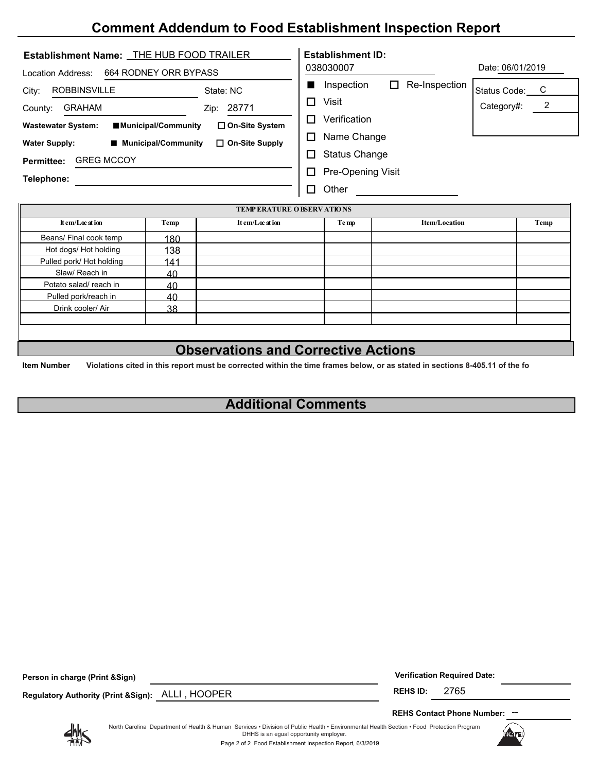# Comment Addendum to Food Establishment Inspection Report

**Establishment Name:** THE HUB FOOD TRAILER

Location Address: 664 RODNEY ORR BYPASS

City: ROBBINSVILLE State: NC

County: GRAHAM Zip: 28771

**Wastewater System:** ■ Municipal/Community ☐ On-Site System

**Water Supply:** ■ Municipal/Community ☐ On-Site Supply

**Permittee:** GREG MCCOY

**Telephone:**

**Establishment ID:** 038030007

■ Inspection ☐ Re-Inspection
☐ Visit
☐ Verification
☐ Name Change
☐ Status Change
☐ Pre-Opening Visit
☐ Other

Date: 06/01/2019

Status Code: C

Category#: 2

**TEMPERATURE OBSERVATIONS**

| Item/Location | Temp | Item/Location | Temp | Item/Location | Temp |
|---|---|---|---|---|---|
| Beans/ Final cook temp | 180 | | | | |
| Hot dogs/ Hot holding | 138 | | | | |
| Pulled pork/ Hot holding | 141 | | | | |
| Slaw/ Reach in | 40 | | | | |
| Potato salad/ reach in | 40 | | | | |
| Pulled pork/reach in | 40 | | | | |
| Drink cooler/ Air | 38 | | | | |

## Observations and Corrective Actions

**Item Number** **Violations cited in this report must be corrected within the time frames below, or as stated in sections 8-405.11 of the fo**

## Additional Comments

**Person in charge (Print &Sign)**

**Regulatory Authority (Print &Sign):** ALLI , HOOPER

**Verification Required Date:**

**REHS ID:** 2765

**REHS Contact Phone Number:** --

North Carolina Department of Health & Human Services • Division of Public Health • Environmental Health Section • Food Protection Program
DHHS is an equal opportunity employer.

Food Establishment Inspection Report, 6/3/2019